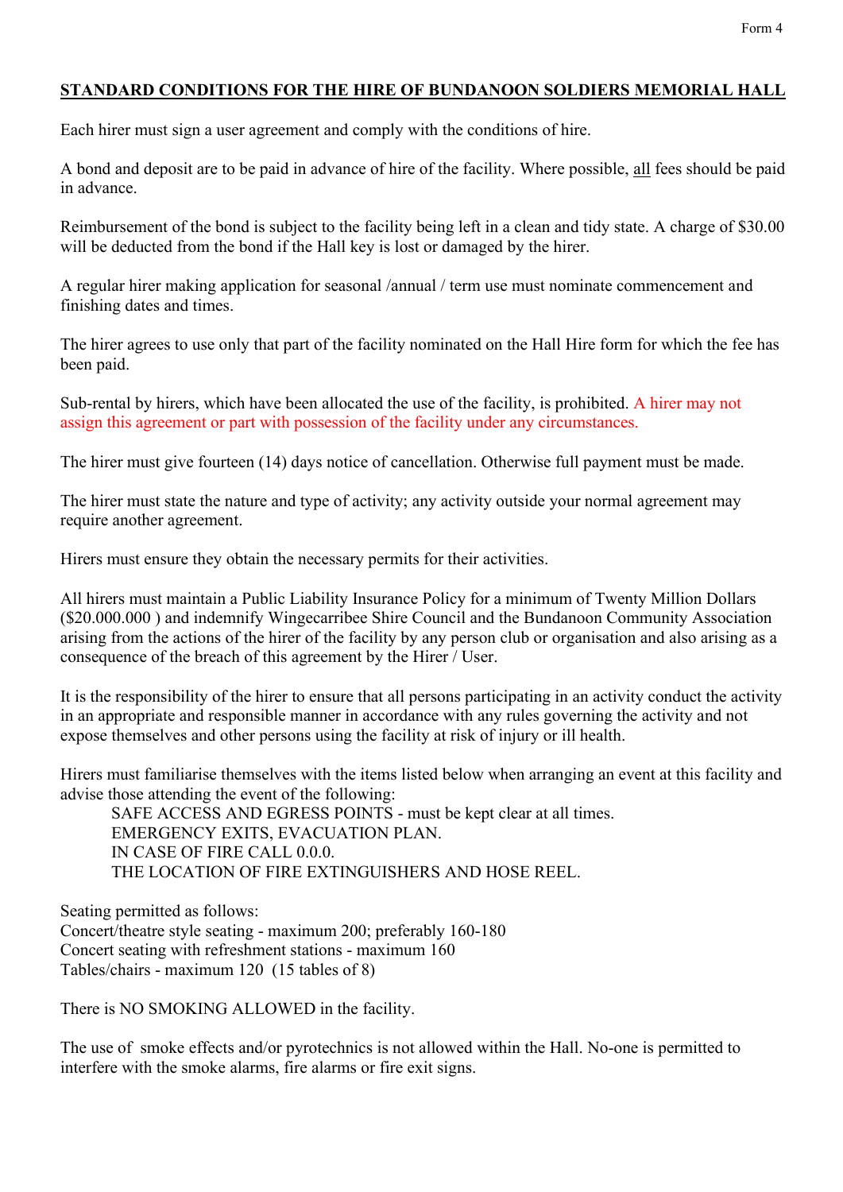Form 4

## <u>STANDARD CONDITIONS FOR THE HIRE OF BUNDANOON SOLDIERS MEMORIAL HALL</u>

Each hirer must sign a user agreement and comply with the conditions of hire.

A bond and deposit are to be paid in advance of hire of the facility. Where possible, <u>all</u> fees should be paid in advance.

Reimbursement of the bond is subject to the facility being left in a clean and tidy state. A charge of $30.00 will be deducted from the bond if the Hall key is lost or damaged by the hirer.

A regular hirer making application for seasonal /annual / term use must nominate commencement and finishing dates and times.

The hirer agrees to use only that part of the facility nominated on the Hall Hire form for which the fee has been paid.

Sub-rental by hirers, which have been allocated the use of the facility, is prohibited. A hirer may not assign this agreement or part with possession of the facility under any circumstances.

The hirer must give fourteen (14) days notice of cancellation. Otherwise full payment must be made.

The hirer must state the nature and type of activity; any activity outside your normal agreement may require another agreement.

Hirers must ensure they obtain the necessary permits for their activities.

All hirers must maintain a Public Liability Insurance Policy for a minimum of Twenty Million Dollars ($20.000.000 ) and indemnify Wingecarribee Shire Council and the Bundanoon Community Association arising from the actions of the hirer of the facility by any person club or organisation and also arising as a consequence of the breach of this agreement by the Hirer / User.

It is the responsibility of the hirer to ensure that all persons participating in an activity conduct the activity in an appropriate and responsible manner in accordance with any rules governing the activity and not expose themselves and other persons using the facility at risk of injury or ill health.

Hirers must familiarise themselves with the items listed below when arranging an event at this facility and advise those attending the event of the following:

SAFE ACCESS AND EGRESS POINTS - must be kept clear at all times.
EMERGENCY EXITS, EVACUATION PLAN.
IN CASE OF FIRE CALL 0.0.0.
THE LOCATION OF FIRE EXTINGUISHERS AND HOSE REEL.

Seating permitted as follows:
Concert/theatre style seating - maximum 200; preferably 160-180
Concert seating with refreshment stations - maximum 160
Tables/chairs - maximum 120 (15 tables of 8)

There is NO SMOKING ALLOWED in the facility.

The use of smoke effects and/or pyrotechnics is not allowed within the Hall. No-one is permitted to interfere with the smoke alarms, fire alarms or fire exit signs.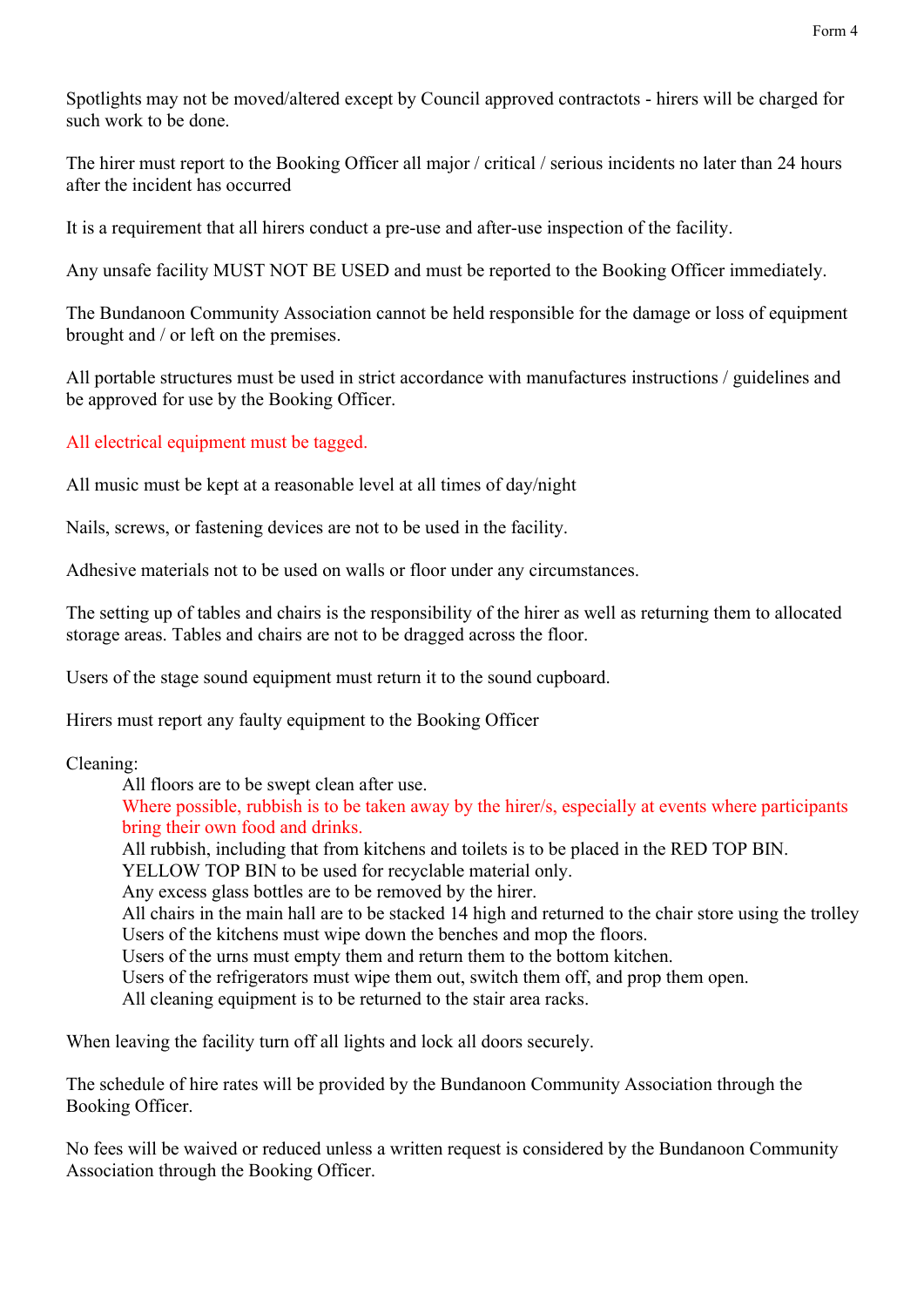Spotlights may not be moved/altered except by Council approved contractots - hirers will be charged for such work to be done.

The hirer must report to the Booking Officer all major / critical / serious incidents no later than 24 hours after the incident has occurred

It is a requirement that all hirers conduct a pre-use and after-use inspection of the facility.

Any unsafe facility MUST NOT BE USED and must be reported to the Booking Officer immediately.

The Bundanoon Community Association cannot be held responsible for the damage or loss of equipment brought and / or left on the premises.

All portable structures must be used in strict accordance with manufactures instructions / guidelines and be approved for use by the Booking Officer.

All electrical equipment must be tagged.

All music must be kept at a reasonable level at all times of day/night

Nails, screws, or fastening devices are not to be used in the facility.

Adhesive materials not to be used on walls or floor under any circumstances.

The setting up of tables and chairs is the responsibility of the hirer as well as returning them to allocated storage areas. Tables and chairs are not to be dragged across the floor.

Users of the stage sound equipment must return it to the sound cupboard.

Hirers must report any faulty equipment to the Booking Officer

Cleaning:

All floors are to be swept clean after use.
Where possible, rubbish is to be taken away by the hirer/s, especially at events where participants bring their own food and drinks.
All rubbish, including that from kitchens and toilets is to be placed in the RED TOP BIN.
YELLOW TOP BIN to be used for recyclable material only.
Any excess glass bottles are to be removed by the hirer.
All chairs in the main hall are to be stacked 14 high and returned to the chair store using the trolley
Users of the kitchens must wipe down the benches and mop the floors.
Users of the urns must empty them and return them to the bottom kitchen.
Users of the refrigerators must wipe them out, switch them off, and prop them open.
All cleaning equipment is to be returned to the stair area racks.

When leaving the facility turn off all lights and lock all doors securely.

The schedule of hire rates will be provided by the Bundanoon Community Association through the Booking Officer.

No fees will be waived or reduced unless a written request is considered by the Bundanoon Community Association through the Booking Officer.